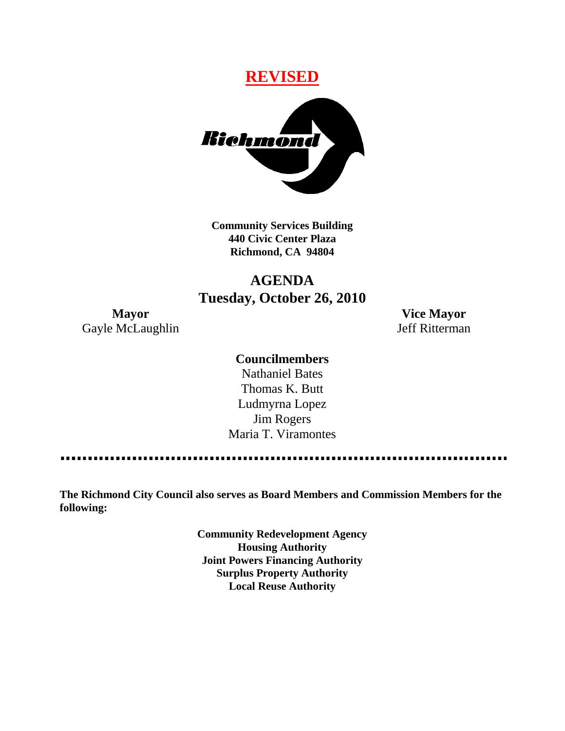**REVISED**

Richmond

**Community Services Building**
**440 Civic Center Plaza**
**Richmond, CA 94804**

# AGENDA
## Tuesday, October 26, 2010

**Mayor**
Gayle McLaughlin

**Vice Mayor**
Jeff Ritterman

**Councilmembers**
Nathaniel Bates
Thomas K. Butt
Ludmyrna Lopez
Jim Rogers
Maria T. Viramontes

---

**The Richmond City Council also serves as Board Members and Commission Members for the following:**

**Community Redevelopment Agency**
**Housing Authority**
**Joint Powers Financing Authority**
**Surplus Property Authority**
**Local Reuse Authority**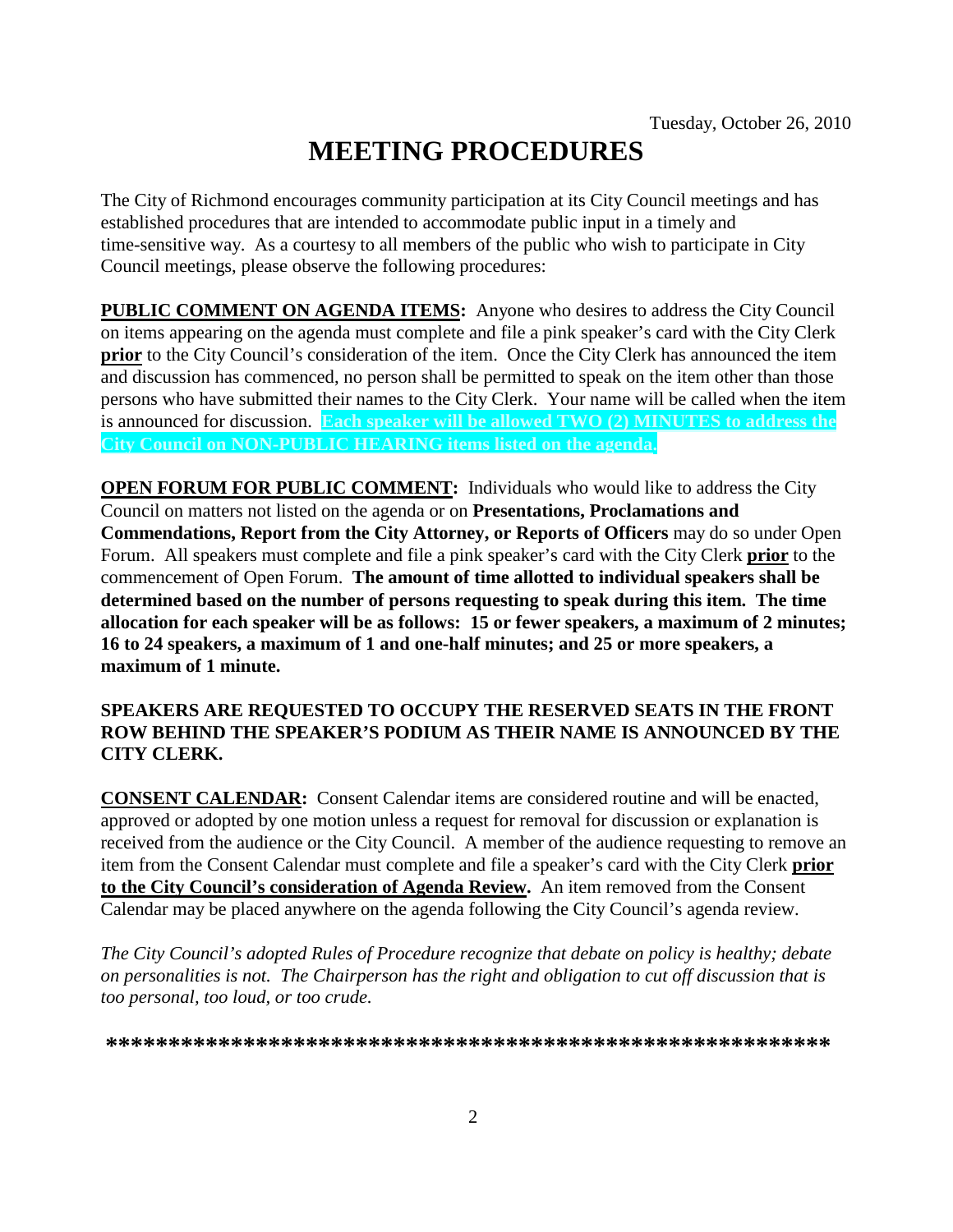Tuesday, October 26, 2010

# MEETING PROCEDURES

The City of Richmond encourages community participation at its City Council meetings and has established procedures that are intended to accommodate public input in a timely and time-sensitive way. As a courtesy to all members of the public who wish to participate in City Council meetings, please observe the following procedures:

**PUBLIC COMMENT ON AGENDA ITEMS:** Anyone who desires to address the City Council on items appearing on the agenda must complete and file a pink speaker's card with the City Clerk **prior** to the City Council's consideration of the item. Once the City Clerk has announced the item and discussion has commenced, no person shall be permitted to speak on the item other than those persons who have submitted their names to the City Clerk. Your name will be called when the item is announced for discussion. **Each speaker will be allowed TWO (2) MINUTES to address the City Council on NON-PUBLIC HEARING items listed on the agenda.**

**OPEN FORUM FOR PUBLIC COMMENT:** Individuals who would like to address the City Council on matters not listed on the agenda or on **Presentations, Proclamations and Commendations, Report from the City Attorney, or Reports of Officers** may do so under Open Forum. All speakers must complete and file a pink speaker's card with the City Clerk **prior** to the commencement of Open Forum. **The amount of time allotted to individual speakers shall be determined based on the number of persons requesting to speak during this item. The time allocation for each speaker will be as follows: 15 or fewer speakers, a maximum of 2 minutes; 16 to 24 speakers, a maximum of 1 and one-half minutes; and 25 or more speakers, a maximum of 1 minute.**

**SPEAKERS ARE REQUESTED TO OCCUPY THE RESERVED SEATS IN THE FRONT ROW BEHIND THE SPEAKER'S PODIUM AS THEIR NAME IS ANNOUNCED BY THE CITY CLERK.**

**CONSENT CALENDAR:** Consent Calendar items are considered routine and will be enacted, approved or adopted by one motion unless a request for removal for discussion or explanation is received from the audience or the City Council. A member of the audience requesting to remove an item from the Consent Calendar must complete and file a speaker's card with the City Clerk **prior to the City Council's consideration of Agenda Review.** An item removed from the Consent Calendar may be placed anywhere on the agenda following the City Council's agenda review.

*The City Council's adopted Rules of Procedure recognize that debate on policy is healthy; debate on personalities is not. The Chairperson has the right and obligation to cut off discussion that is too personal, too loud, or too crude.*

**\*\*\*\*\*\*\*\*\*\*\*\*\*\*\*\*\*\*\*\*\*\*\*\*\*\*\*\*\*\*\*\*\*\*\*\*\*\*\*\*\*\*\*\*\*\*\*\*\*\*\*\*\*\*\*\*\*\***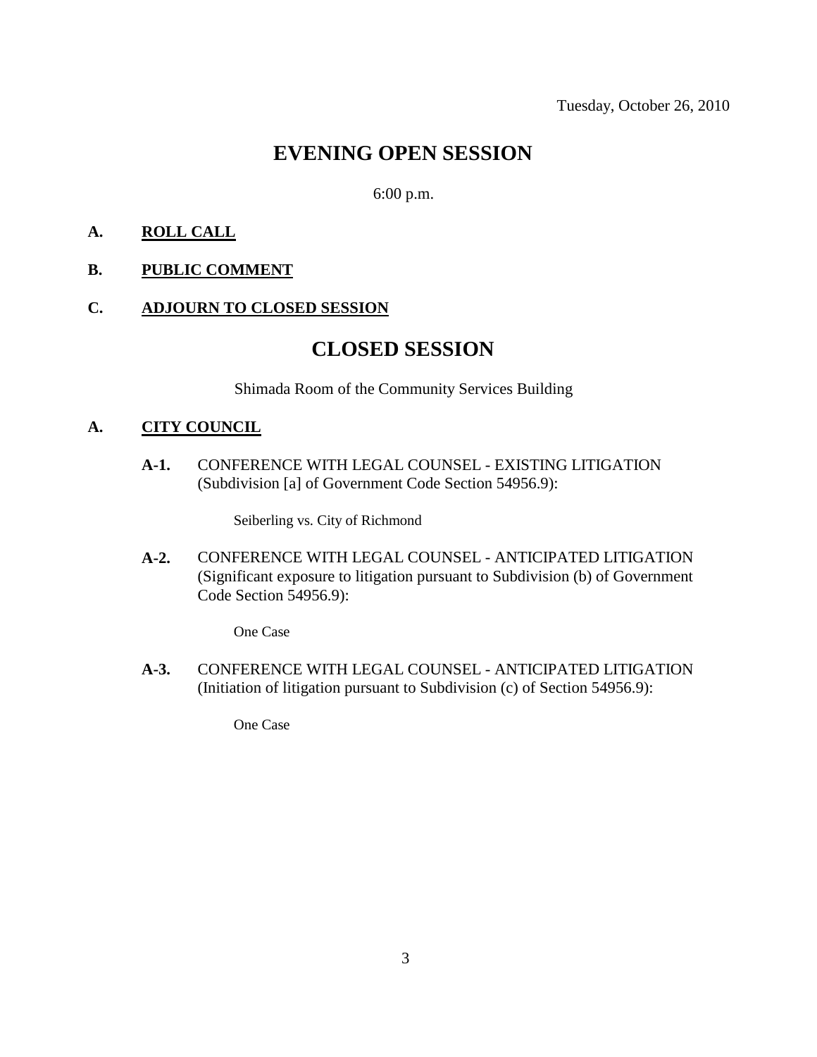Tuesday, October 26, 2010

# EVENING OPEN SESSION

6:00 p.m.

**A. ROLL CALL**

**B. PUBLIC COMMENT**

**C. ADJOURN TO CLOSED SESSION**

# CLOSED SESSION

Shimada Room of the Community Services Building

**A. CITY COUNCIL**

**A-1.** CONFERENCE WITH LEGAL COUNSEL - EXISTING LITIGATION (Subdivision [a] of Government Code Section 54956.9):

Seiberling vs. City of Richmond

**A-2.** CONFERENCE WITH LEGAL COUNSEL - ANTICIPATED LITIGATION (Significant exposure to litigation pursuant to Subdivision (b) of Government Code Section 54956.9):

One Case

**A-3.** CONFERENCE WITH LEGAL COUNSEL - ANTICIPATED LITIGATION (Initiation of litigation pursuant to Subdivision (c) of Section 54956.9):

One Case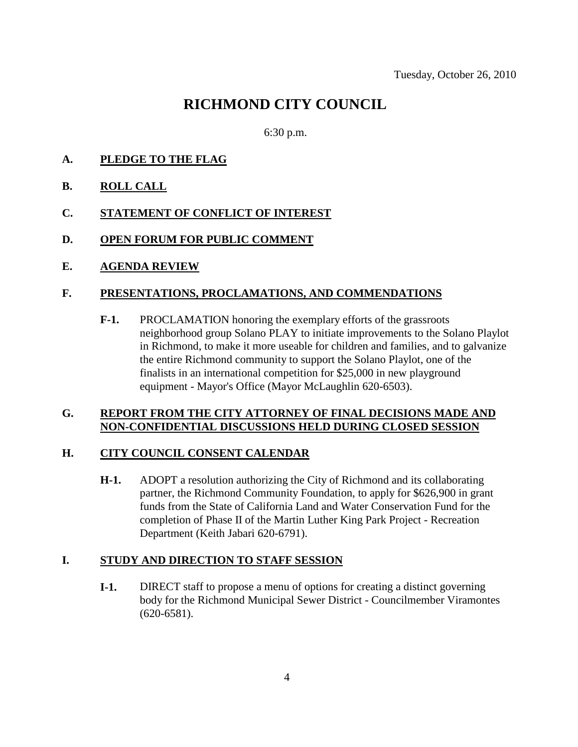Tuesday, October 26, 2010

# RICHMOND CITY COUNCIL

6:30 p.m.

**A. PLEDGE TO THE FLAG**

**B. ROLL CALL**

**C. STATEMENT OF CONFLICT OF INTEREST**

**D. OPEN FORUM FOR PUBLIC COMMENT**

**E. AGENDA REVIEW**

**F. PRESENTATIONS, PROCLAMATIONS, AND COMMENDATIONS**

**F-1.** PROCLAMATION honoring the exemplary efforts of the grassroots neighborhood group Solano PLAY to initiate improvements to the Solano Playlot in Richmond, to make it more useable for children and families, and to galvanize the entire Richmond community to support the Solano Playlot, one of the finalists in an international competition for $25,000 in new playground equipment - Mayor's Office (Mayor McLaughlin 620-6503).

**G. REPORT FROM THE CITY ATTORNEY OF FINAL DECISIONS MADE AND NON-CONFIDENTIAL DISCUSSIONS HELD DURING CLOSED SESSION**

**H. CITY COUNCIL CONSENT CALENDAR**

**H-1.** ADOPT a resolution authorizing the City of Richmond and its collaborating partner, the Richmond Community Foundation, to apply for $626,900 in grant funds from the State of California Land and Water Conservation Fund for the completion of Phase II of the Martin Luther King Park Project - Recreation Department (Keith Jabari 620-6791).

**I. STUDY AND DIRECTION TO STAFF SESSION**

**I-1.** DIRECT staff to propose a menu of options for creating a distinct governing body for the Richmond Municipal Sewer District - Councilmember Viramontes (620-6581).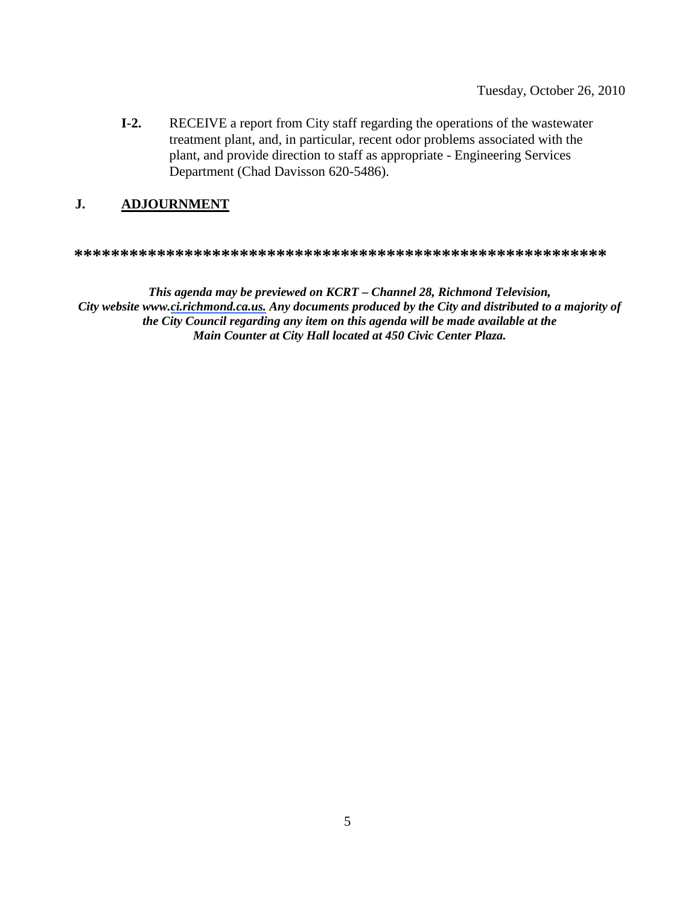**I-2.** RECEIVE a report from City staff regarding the operations of the wastewater treatment plant, and, in particular, recent odor problems associated with the plant, and provide direction to staff as appropriate - Engineering Services Department (Chad Davisson 620-5486).

## J. ADJOURNMENT

***********************************************************

***This agenda may be previewed on KCRT – Channel 28, Richmond Television, City website www.ci.richmond.ca.us. Any documents produced by the City and distributed to a majority of the City Council regarding any item on this agenda will be made available at the Main Counter at City Hall located at 450 Civic Center Plaza.***